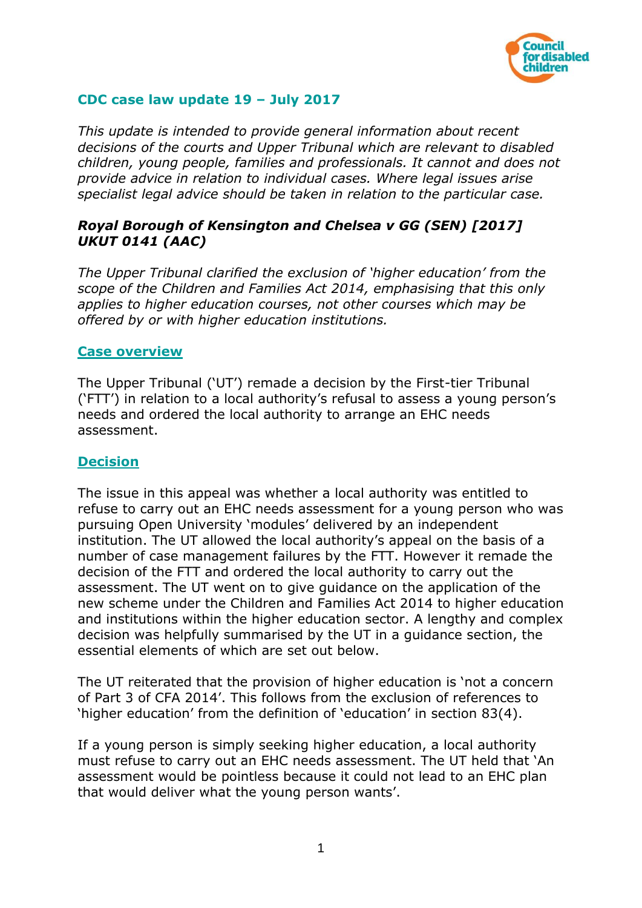## CDC case law update 19 – July 2017

*This update is intended to provide general information about recent decisions of the courts and Upper Tribunal which are relevant to disabled children, young people, families and professionals. It cannot and does not provide advice in relation to individual cases. Where legal issues arise specialist legal advice should be taken in relation to the particular case.*

### *Royal Borough of Kensington and Chelsea v GG (SEN) [2017] UKUT 0141 (AAC)*

*The Upper Tribunal clarified the exclusion of 'higher education' from the scope of the Children and Families Act 2014, emphasising that this only applies to higher education courses, not other courses which may be offered by or with higher education institutions.*

#### Case overview

The Upper Tribunal ('UT') remade a decision by the First-tier Tribunal ('FTT') in relation to a local authority's refusal to assess a young person's needs and ordered the local authority to arrange an EHC needs assessment.

#### Decision

The issue in this appeal was whether a local authority was entitled to refuse to carry out an EHC needs assessment for a young person who was pursuing Open University 'modules' delivered by an independent institution. The UT allowed the local authority's appeal on the basis of a number of case management failures by the FTT. However it remade the decision of the FTT and ordered the local authority to carry out the assessment. The UT went on to give guidance on the application of the new scheme under the Children and Families Act 2014 to higher education and institutions within the higher education sector. A lengthy and complex decision was helpfully summarised by the UT in a guidance section, the essential elements of which are set out below.

The UT reiterated that the provision of higher education is 'not a concern of Part 3 of CFA 2014'. This follows from the exclusion of references to 'higher education' from the definition of 'education' in section 83(4).

If a young person is simply seeking higher education, a local authority must refuse to carry out an EHC needs assessment. The UT held that 'An assessment would be pointless because it could not lead to an EHC plan that would deliver what the young person wants'.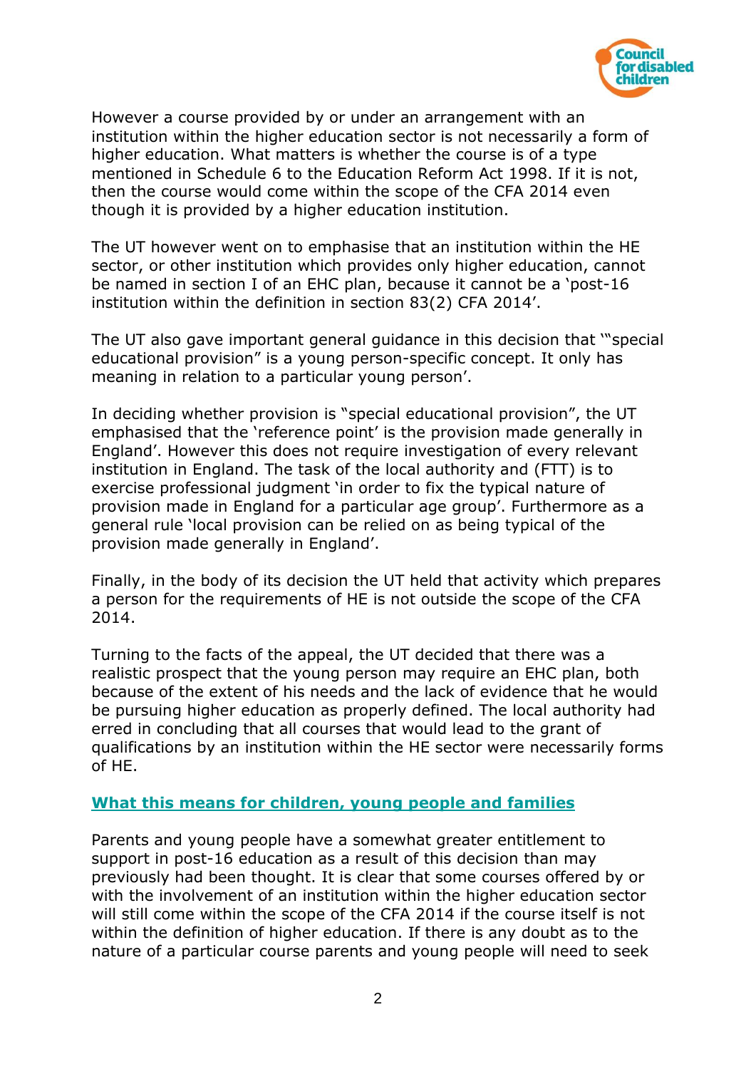However a course provided by or under an arrangement with an institution within the higher education sector is not necessarily a form of higher education. What matters is whether the course is of a type mentioned in Schedule 6 to the Education Reform Act 1998. If it is not, then the course would come within the scope of the CFA 2014 even though it is provided by a higher education institution.

The UT however went on to emphasise that an institution within the HE sector, or other institution which provides only higher education, cannot be named in section I of an EHC plan, because it cannot be a 'post-16 institution within the definition in section 83(2) CFA 2014'.

The UT also gave important general guidance in this decision that '"special educational provision" is a young person-specific concept. It only has meaning in relation to a particular young person'.

In deciding whether provision is "special educational provision", the UT emphasised that the 'reference point' is the provision made generally in England'. However this does not require investigation of every relevant institution in England. The task of the local authority and (FTT) is to exercise professional judgment 'in order to fix the typical nature of provision made in England for a particular age group'. Furthermore as a general rule 'local provision can be relied on as being typical of the provision made generally in England'.

Finally, in the body of its decision the UT held that activity which prepares a person for the requirements of HE is not outside the scope of the CFA 2014.

Turning to the facts of the appeal, the UT decided that there was a realistic prospect that the young person may require an EHC plan, both because of the extent of his needs and the lack of evidence that he would be pursuing higher education as properly defined. The local authority had erred in concluding that all courses that would lead to the grant of qualifications by an institution within the HE sector were necessarily forms of HE.

## What this means for children, young people and families

Parents and young people have a somewhat greater entitlement to support in post-16 education as a result of this decision than may previously had been thought. It is clear that some courses offered by or with the involvement of an institution within the higher education sector will still come within the scope of the CFA 2014 if the course itself is not within the definition of higher education. If there is any doubt as to the nature of a particular course parents and young people will need to seek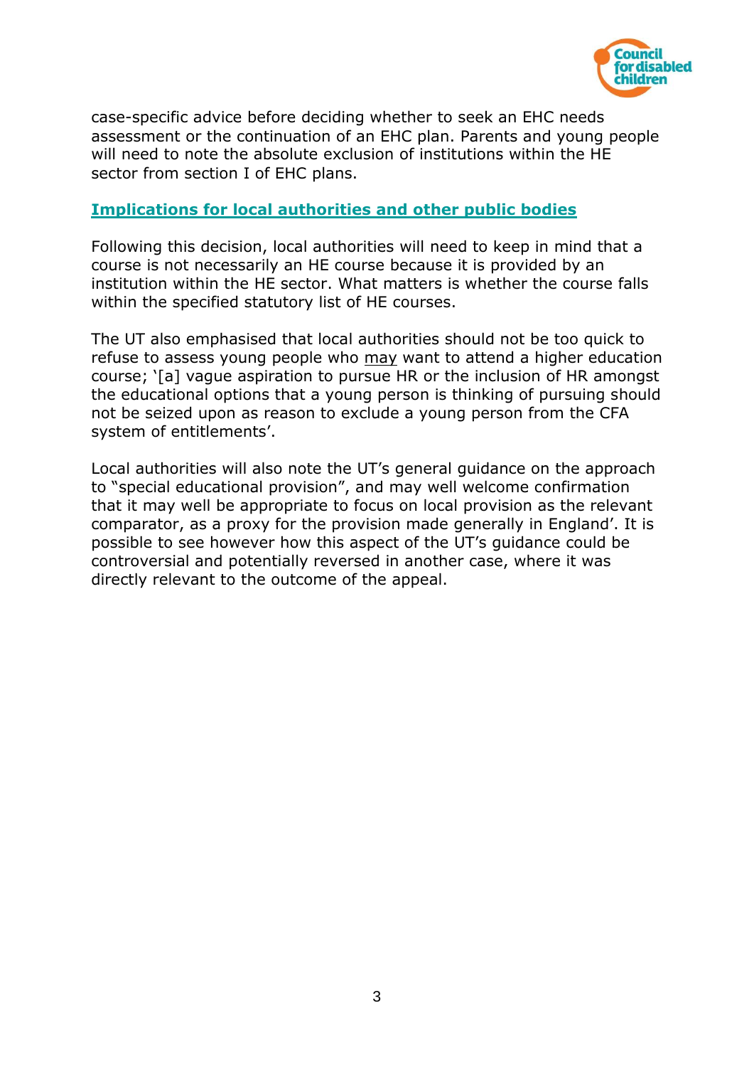case-specific advice before deciding whether to seek an EHC needs assessment or the continuation of an EHC plan. Parents and young people will need to note the absolute exclusion of institutions within the HE sector from section I of EHC plans.

## **Implications for local authorities and other public bodies**

Following this decision, local authorities will need to keep in mind that a course is not necessarily an HE course because it is provided by an institution within the HE sector. What matters is whether the course falls within the specified statutory list of HE courses.

The UT also emphasised that local authorities should not be too quick to refuse to assess young people who may want to attend a higher education course; '[a] vague aspiration to pursue HR or the inclusion of HR amongst the educational options that a young person is thinking of pursuing should not be seized upon as reason to exclude a young person from the CFA system of entitlements'.

Local authorities will also note the UT's general guidance on the approach to "special educational provision", and may well welcome confirmation that it may well be appropriate to focus on local provision as the relevant comparator, as a proxy for the provision made generally in England'. It is possible to see however how this aspect of the UT's guidance could be controversial and potentially reversed in another case, where it was directly relevant to the outcome of the appeal.